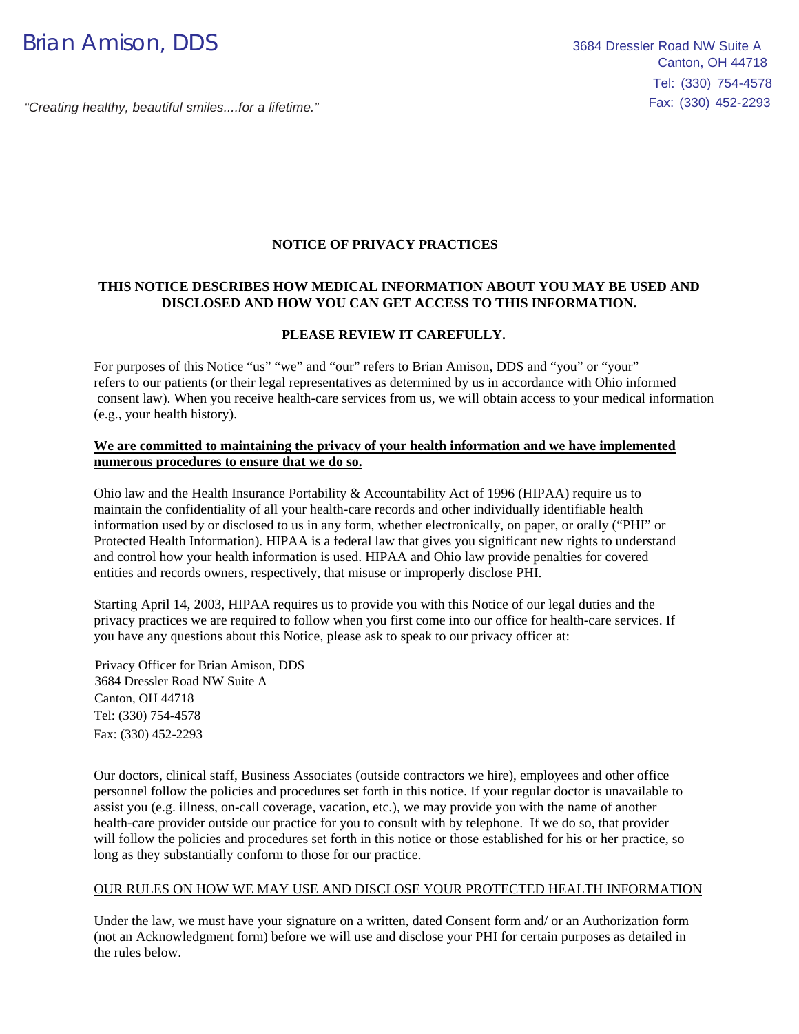Brian Amison, DDS

*"Creating healthy, beautiful smiles....for a lifetime."*

3684 Dressler Road NW Suite A
Canton, OH 44718
Tel: (330) 754-4578
Fax: (330) 452-2293

---

# NOTICE OF PRIVACY PRACTICES

**THIS NOTICE DESCRIBES HOW MEDICAL INFORMATION ABOUT YOU MAY BE USED AND DISCLOSED AND HOW YOU CAN GET ACCESS TO THIS INFORMATION.**

**PLEASE REVIEW IT CAREFULLY.**

For purposes of this Notice "us" "we" and "our" refers to Brian Amison, DDS and "you" or "your" refers to our patients (or their legal representatives as determined by us in accordance with Ohio informed consent law). When you receive health-care services from us, we will obtain access to your medical information (e.g., your health history).

**We are committed to maintaining the privacy of your health information and we have implemented numerous procedures to ensure that we do so.**

Ohio law and the Health Insurance Portability & Accountability Act of 1996 (HIPAA) require us to maintain the confidentiality of all your health-care records and other individually identifiable health information used by or disclosed to us in any form, whether electronically, on paper, or orally ("PHI" or Protected Health Information). HIPAA is a federal law that gives you significant new rights to understand and control how your health information is used. HIPAA and Ohio law provide penalties for covered entities and records owners, respectively, that misuse or improperly disclose PHI.

Starting April 14, 2003, HIPAA requires us to provide you with this Notice of our legal duties and the privacy practices we are required to follow when you first come into our office for health-care services. If you have any questions about this Notice, please ask to speak to our privacy officer at:

Privacy Officer for Brian Amison, DDS
3684 Dressler Road NW Suite A
Canton, OH 44718
Tel: (330) 754-4578
Fax: (330) 452-2293

Our doctors, clinical staff, Business Associates (outside contractors we hire), employees and other office personnel follow the policies and procedures set forth in this notice. If your regular doctor is unavailable to assist you (e.g. illness, on-call coverage, vacation, etc.), we may provide you with the name of another health-care provider outside our practice for you to consult with by telephone. If we do so, that provider will follow the policies and procedures set forth in this notice or those established for his or her practice, so long as they substantially conform to those for our practice.

## OUR RULES ON HOW WE MAY USE AND DISCLOSE YOUR PROTECTED HEALTH INFORMATION

Under the law, we must have your signature on a written, dated Consent form and/ or an Authorization form (not an Acknowledgment form) before we will use and disclose your PHI for certain purposes as detailed in the rules below.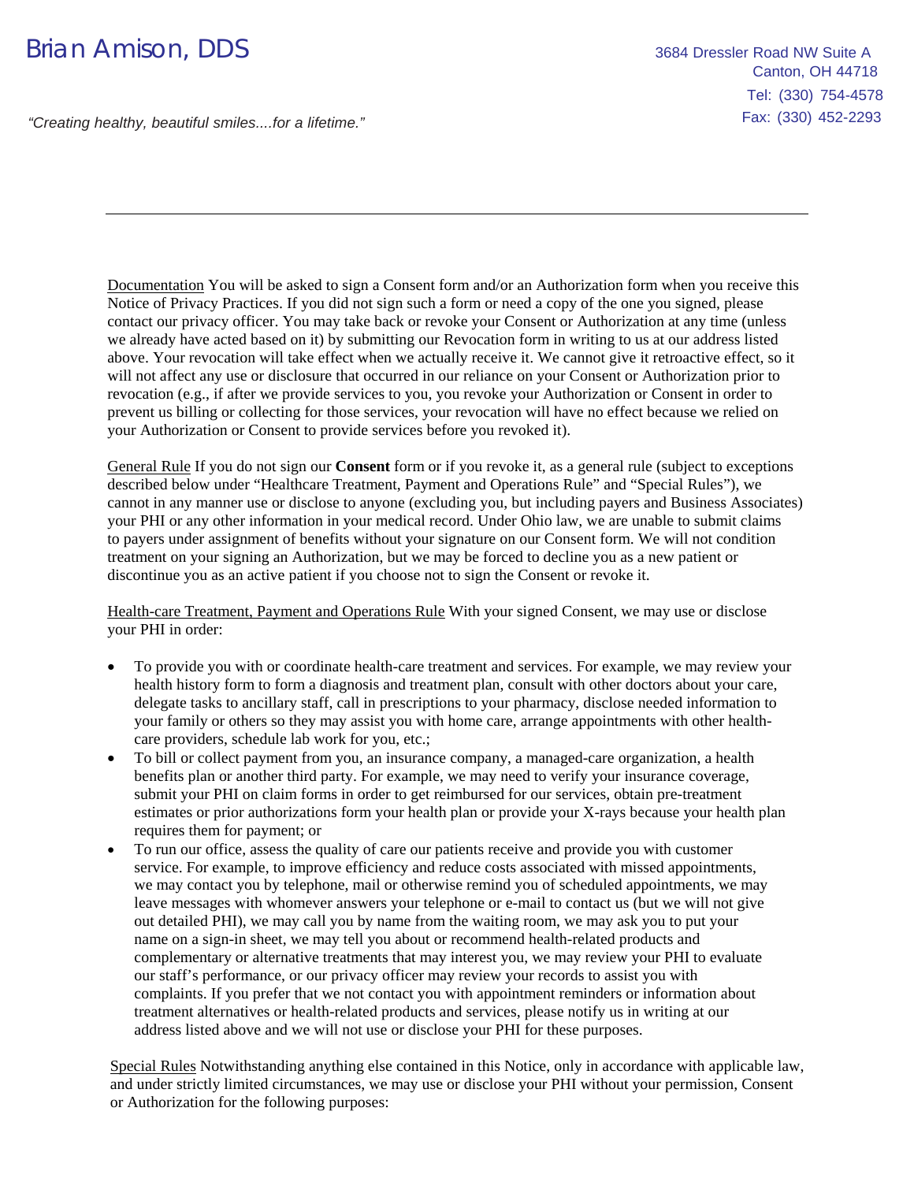Documentation You will be asked to sign a Consent form and/or an Authorization form when you receive this Notice of Privacy Practices. If you did not sign such a form or need a copy of the one you signed, please contact our privacy officer. You may take back or revoke your Consent or Authorization at any time (unless we already have acted based on it) by submitting our Revocation form in writing to us at our address listed above. Your revocation will take effect when we actually receive it. We cannot give it retroactive effect, so it will not affect any use or disclosure that occurred in our reliance on your Consent or Authorization prior to revocation (e.g., if after we provide services to you, you revoke your Authorization or Consent in order to prevent us billing or collecting for those services, your revocation will have no effect because we relied on your Authorization or Consent to provide services before you revoked it).

General Rule If you do not sign our **Consent** form or if you revoke it, as a general rule (subject to exceptions described below under "Healthcare Treatment, Payment and Operations Rule" and "Special Rules"), we cannot in any manner use or disclose to anyone (excluding you, but including payers and Business Associates) your PHI or any other information in your medical record. Under Ohio law, we are unable to submit claims to payers under assignment of benefits without your signature on our Consent form. We will not condition treatment on your signing an Authorization, but we may be forced to decline you as a new patient or discontinue you as an active patient if you choose not to sign the Consent or revoke it.

Health-care Treatment, Payment and Operations Rule With your signed Consent, we may use or disclose your PHI in order:

- To provide you with or coordinate health-care treatment and services. For example, we may review your health history form to form a diagnosis and treatment plan, consult with other doctors about your care, delegate tasks to ancillary staff, call in prescriptions to your pharmacy, disclose needed information to your family or others so they may assist you with home care, arrange appointments with other health-care providers, schedule lab work for you, etc.;
- To bill or collect payment from you, an insurance company, a managed-care organization, a health benefits plan or another third party. For example, we may need to verify your insurance coverage, submit your PHI on claim forms in order to get reimbursed for our services, obtain pre-treatment estimates or prior authorizations form your health plan or provide your X-rays because your health plan requires them for payment; or
- To run our office, assess the quality of care our patients receive and provide you with customer service. For example, to improve efficiency and reduce costs associated with missed appointments, we may contact you by telephone, mail or otherwise remind you of scheduled appointments, we may leave messages with whomever answers your telephone or e-mail to contact us (but we will not give out detailed PHI), we may call you by name from the waiting room, we may ask you to put your name on a sign-in sheet, we may tell you about or recommend health-related products and complementary or alternative treatments that may interest you, we may review your PHI to evaluate our staff's performance, or our privacy officer may review your records to assist you with complaints. If you prefer that we not contact you with appointment reminders or information about treatment alternatives or health-related products and services, please notify us in writing at our address listed above and we will not use or disclose your PHI for these purposes.

Special Rules Notwithstanding anything else contained in this Notice, only in accordance with applicable law, and under strictly limited circumstances, we may use or disclose your PHI without your permission, Consent or Authorization for the following purposes: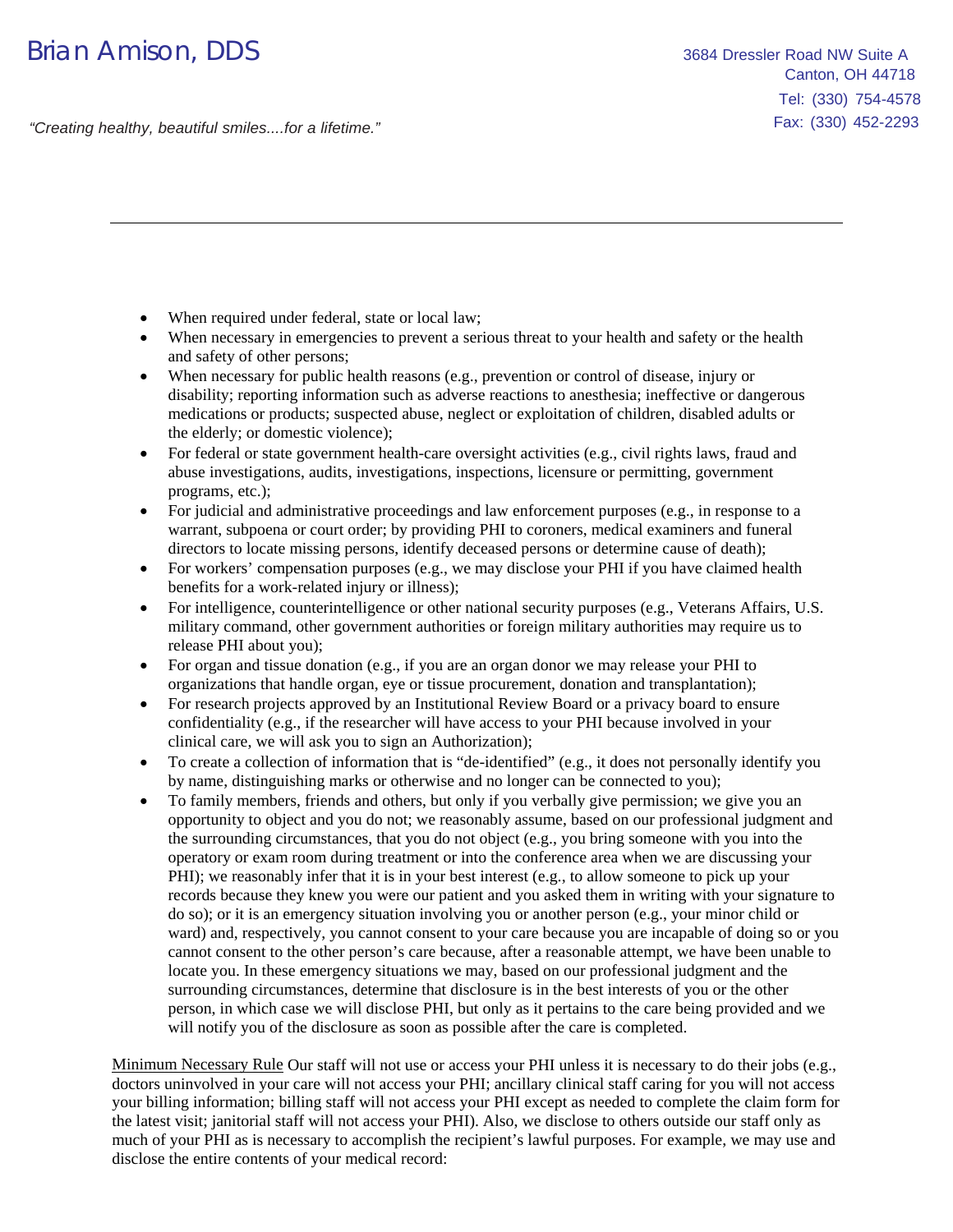- When required under federal, state or local law;
- When necessary in emergencies to prevent a serious threat to your health and safety or the health and safety of other persons;
- When necessary for public health reasons (e.g., prevention or control of disease, injury or disability; reporting information such as adverse reactions to anesthesia; ineffective or dangerous medications or products; suspected abuse, neglect or exploitation of children, disabled adults or the elderly; or domestic violence);
- For federal or state government health-care oversight activities (e.g., civil rights laws, fraud and abuse investigations, audits, investigations, inspections, licensure or permitting, government programs, etc.);
- For judicial and administrative proceedings and law enforcement purposes (e.g., in response to a warrant, subpoena or court order; by providing PHI to coroners, medical examiners and funeral directors to locate missing persons, identify deceased persons or determine cause of death);
- For workers' compensation purposes (e.g., we may disclose your PHI if you have claimed health benefits for a work-related injury or illness);
- For intelligence, counterintelligence or other national security purposes (e.g., Veterans Affairs, U.S. military command, other government authorities or foreign military authorities may require us to release PHI about you);
- For organ and tissue donation (e.g., if you are an organ donor we may release your PHI to organizations that handle organ, eye or tissue procurement, donation and transplantation);
- For research projects approved by an Institutional Review Board or a privacy board to ensure confidentiality (e.g., if the researcher will have access to your PHI because involved in your clinical care, we will ask you to sign an Authorization);
- To create a collection of information that is "de-identified" (e.g., it does not personally identify you by name, distinguishing marks or otherwise and no longer can be connected to you);
- To family members, friends and others, but only if you verbally give permission; we give you an opportunity to object and you do not; we reasonably assume, based on our professional judgment and the surrounding circumstances, that you do not object (e.g., you bring someone with you into the operatory or exam room during treatment or into the conference area when we are discussing your PHI); we reasonably infer that it is in your best interest (e.g., to allow someone to pick up your records because they knew you were our patient and you asked them in writing with your signature to do so); or it is an emergency situation involving you or another person (e.g., your minor child or ward) and, respectively, you cannot consent to your care because you are incapable of doing so or you cannot consent to the other person's care because, after a reasonable attempt, we have been unable to locate you. In these emergency situations we may, based on our professional judgment and the surrounding circumstances, determine that disclosure is in the best interests of you or the other person, in which case we will disclose PHI, but only as it pertains to the care being provided and we will notify you of the disclosure as soon as possible after the care is completed.

<u>Minimum Necessary Rule</u> Our staff will not use or access your PHI unless it is necessary to do their jobs (e.g., doctors uninvolved in your care will not access your PHI; ancillary clinical staff caring for you will not access your billing information; billing staff will not access your PHI except as needed to complete the claim form for the latest visit; janitorial staff will not access your PHI). Also, we disclose to others outside our staff only as much of your PHI as is necessary to accomplish the recipient's lawful purposes. For example, we may use and disclose the entire contents of your medical record: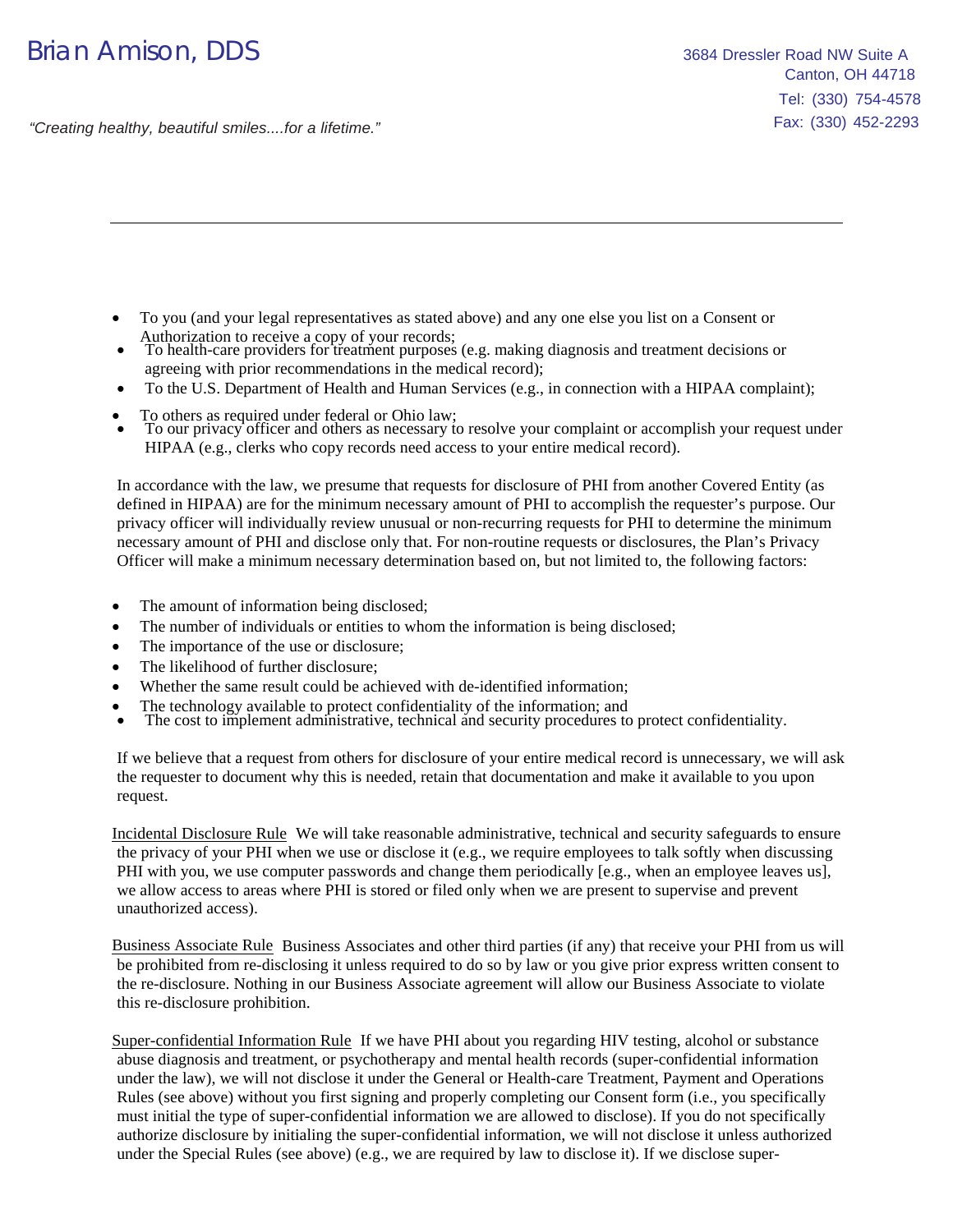- To you (and your legal representatives as stated above) and any one else you list on a Consent or Authorization to receive a copy of your records;
- To health-care providers for treatment purposes (e.g. making diagnosis and treatment decisions or agreeing with prior recommendations in the medical record);
- To the U.S. Department of Health and Human Services (e.g., in connection with a HIPAA complaint);
- To others as required under federal or Ohio law;
- To our privacy officer and others as necessary to resolve your complaint or accomplish your request under HIPAA (e.g., clerks who copy records need access to your entire medical record).

In accordance with the law, we presume that requests for disclosure of PHI from another Covered Entity (as defined in HIPAA) are for the minimum necessary amount of PHI to accomplish the requester's purpose. Our privacy officer will individually review unusual or non-recurring requests for PHI to determine the minimum necessary amount of PHI and disclose only that. For non-routine requests or disclosures, the Plan's Privacy Officer will make a minimum necessary determination based on, but not limited to, the following factors:

- The amount of information being disclosed;
- The number of individuals or entities to whom the information is being disclosed;
- The importance of the use or disclosure;
- The likelihood of further disclosure;
- Whether the same result could be achieved with de-identified information;
- The technology available to protect confidentiality of the information; and
- The cost to implement administrative, technical and security procedures to protect confidentiality.

If we believe that a request from others for disclosure of your entire medical record is unnecessary, we will ask the requester to document why this is needed, retain that documentation and make it available to you upon request.

Incidental Disclosure Rule  We will take reasonable administrative, technical and security safeguards to ensure the privacy of your PHI when we use or disclose it (e.g., we require employees to talk softly when discussing PHI with you, we use computer passwords and change them periodically [e.g., when an employee leaves us], we allow access to areas where PHI is stored or filed only when we are present to supervise and prevent unauthorized access).

Business Associate Rule  Business Associates and other third parties (if any) that receive your PHI from us will be prohibited from re-disclosing it unless required to do so by law or you give prior express written consent to the re-disclosure. Nothing in our Business Associate agreement will allow our Business Associate to violate this re-disclosure prohibition.

Super-confidential Information Rule  If we have PHI about you regarding HIV testing, alcohol or substance abuse diagnosis and treatment, or psychotherapy and mental health records (super-confidential information under the law), we will not disclose it under the General or Health-care Treatment, Payment and Operations Rules (see above) without you first signing and properly completing our Consent form (i.e., you specifically must initial the type of super-confidential information we are allowed to disclose). If you do not specifically authorize disclosure by initialing the super-confidential information, we will not disclose it unless authorized under the Special Rules (see above) (e.g., we are required by law to disclose it). If we disclose super-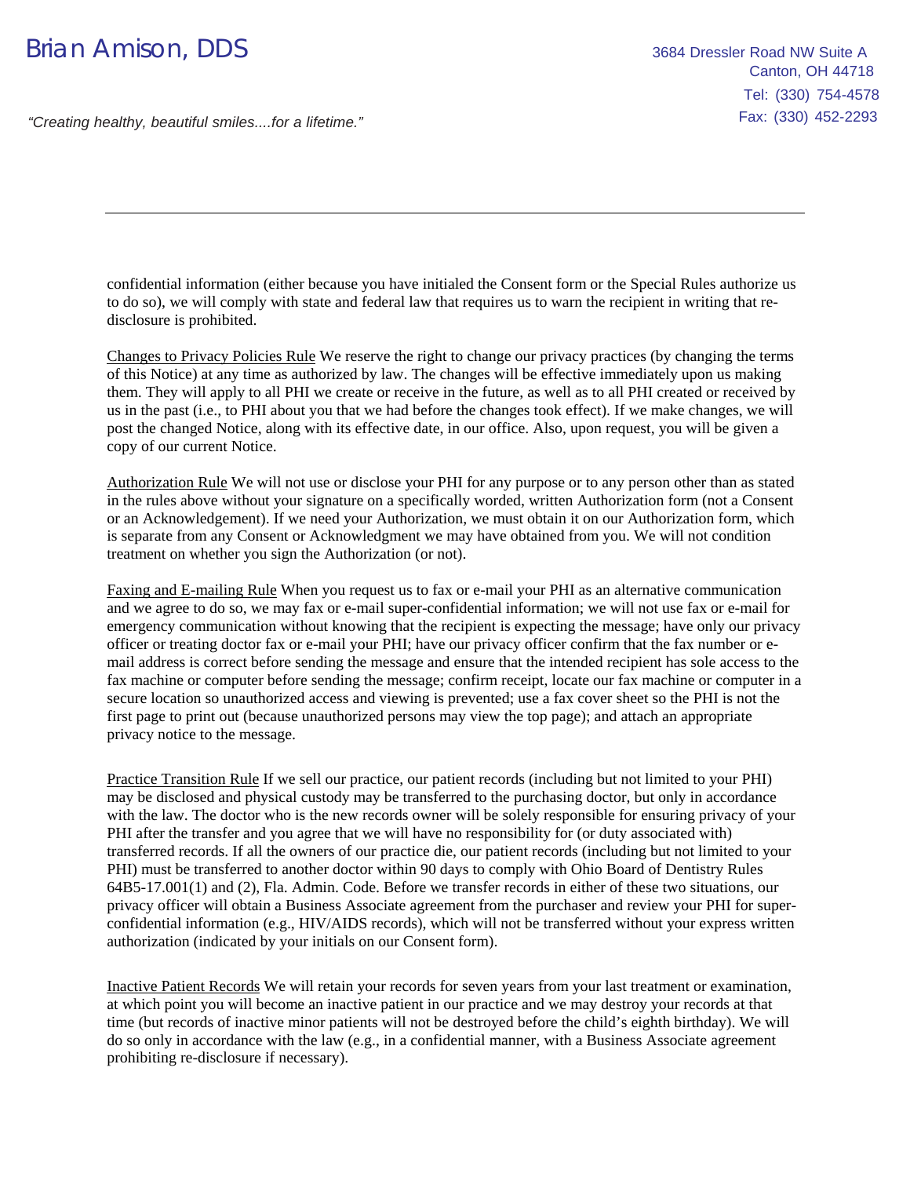confidential information (either because you have initialed the Consent form or the Special Rules authorize us to do so), we will comply with state and federal law that requires us to warn the recipient in writing that re-disclosure is prohibited.

Changes to Privacy Policies Rule We reserve the right to change our privacy practices (by changing the terms of this Notice) at any time as authorized by law. The changes will be effective immediately upon us making them. They will apply to all PHI we create or receive in the future, as well as to all PHI created or received by us in the past (i.e., to PHI about you that we had before the changes took effect). If we make changes, we will post the changed Notice, along with its effective date, in our office. Also, upon request, you will be given a copy of our current Notice.

Authorization Rule We will not use or disclose your PHI for any purpose or to any person other than as stated in the rules above without your signature on a specifically worded, written Authorization form (not a Consent or an Acknowledgement). If we need your Authorization, we must obtain it on our Authorization form, which is separate from any Consent or Acknowledgment we may have obtained from you. We will not condition treatment on whether you sign the Authorization (or not).

Faxing and E-mailing Rule When you request us to fax or e-mail your PHI as an alternative communication and we agree to do so, we may fax or e-mail super-confidential information; we will not use fax or e-mail for emergency communication without knowing that the recipient is expecting the message; have only our privacy officer or treating doctor fax or e-mail your PHI; have our privacy officer confirm that the fax number or e-mail address is correct before sending the message and ensure that the intended recipient has sole access to the fax machine or computer before sending the message; confirm receipt, locate our fax machine or computer in a secure location so unauthorized access and viewing is prevented; use a fax cover sheet so the PHI is not the first page to print out (because unauthorized persons may view the top page); and attach an appropriate privacy notice to the message.

Practice Transition Rule If we sell our practice, our patient records (including but not limited to your PHI) may be disclosed and physical custody may be transferred to the purchasing doctor, but only in accordance with the law. The doctor who is the new records owner will be solely responsible for ensuring privacy of your PHI after the transfer and you agree that we will have no responsibility for (or duty associated with) transferred records. If all the owners of our practice die, our patient records (including but not limited to your PHI) must be transferred to another doctor within 90 days to comply with Ohio Board of Dentistry Rules 64B5-17.001(1) and (2), Fla. Admin. Code. Before we transfer records in either of these two situations, our privacy officer will obtain a Business Associate agreement from the purchaser and review your PHI for super-confidential information (e.g., HIV/AIDS records), which will not be transferred without your express written authorization (indicated by your initials on our Consent form).

Inactive Patient Records We will retain your records for seven years from your last treatment or examination, at which point you will become an inactive patient in our practice and we may destroy your records at that time (but records of inactive minor patients will not be destroyed before the child's eighth birthday). We will do so only in accordance with the law (e.g., in a confidential manner, with a Business Associate agreement prohibiting re-disclosure if necessary).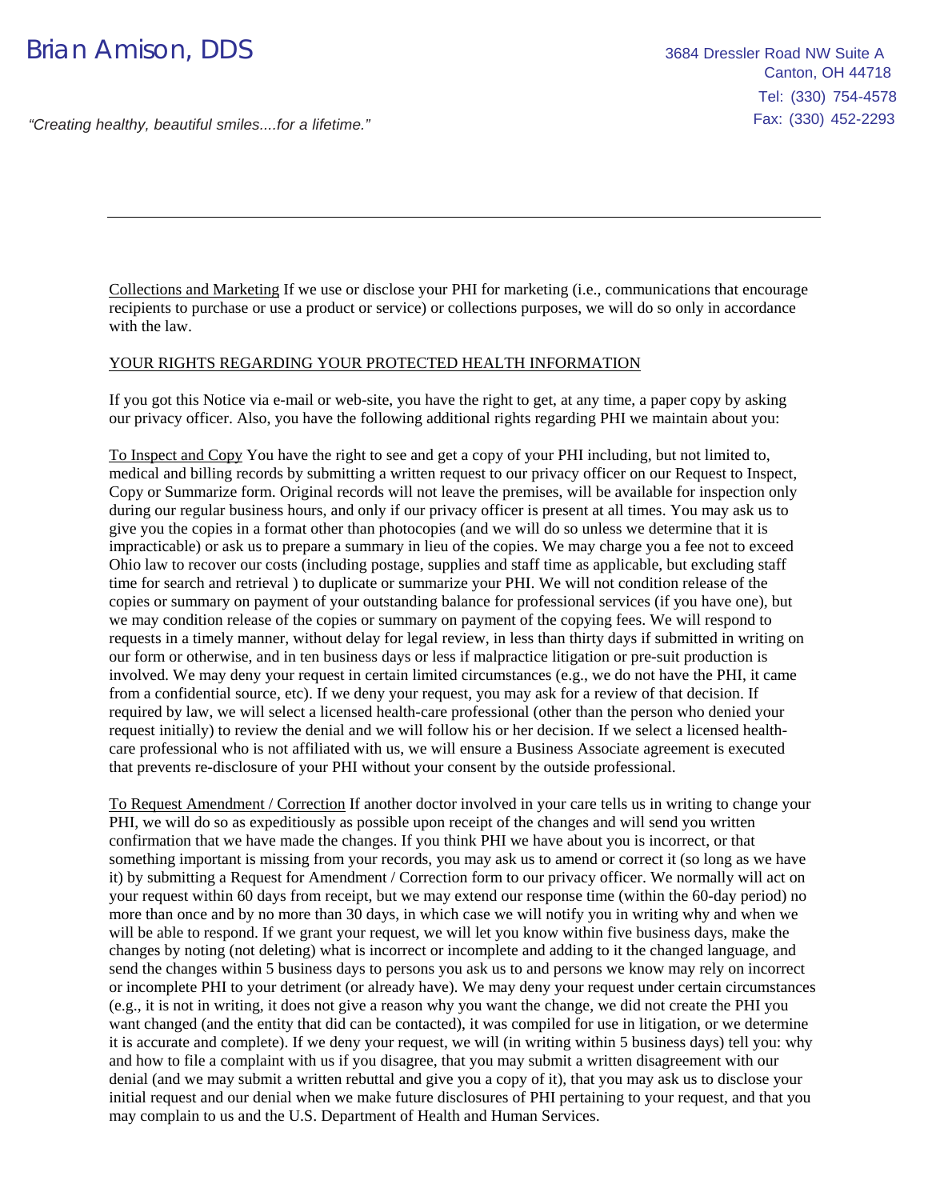Collections and Marketing If we use or disclose your PHI for marketing (i.e., communications that encourage recipients to purchase or use a product or service) or collections purposes, we will do so only in accordance with the law.

YOUR RIGHTS REGARDING YOUR PROTECTED HEALTH INFORMATION

If you got this Notice via e-mail or web-site, you have the right to get, at any time, a paper copy by asking our privacy officer. Also, you have the following additional rights regarding PHI we maintain about you:

To Inspect and Copy You have the right to see and get a copy of your PHI including, but not limited to, medical and billing records by submitting a written request to our privacy officer on our Request to Inspect, Copy or Summarize form. Original records will not leave the premises, will be available for inspection only during our regular business hours, and only if our privacy officer is present at all times. You may ask us to give you the copies in a format other than photocopies (and we will do so unless we determine that it is impracticable) or ask us to prepare a summary in lieu of the copies. We may charge you a fee not to exceed Ohio law to recover our costs (including postage, supplies and staff time as applicable, but excluding staff time for search and retrieval ) to duplicate or summarize your PHI. We will not condition release of the copies or summary on payment of your outstanding balance for professional services (if you have one), but we may condition release of the copies or summary on payment of the copying fees. We will respond to requests in a timely manner, without delay for legal review, in less than thirty days if submitted in writing on our form or otherwise, and in ten business days or less if malpractice litigation or pre-suit production is involved. We may deny your request in certain limited circumstances (e.g., we do not have the PHI, it came from a confidential source, etc). If we deny your request, you may ask for a review of that decision. If required by law, we will select a licensed health-care professional (other than the person who denied your request initially) to review the denial and we will follow his or her decision. If we select a licensed health-care professional who is not affiliated with us, we will ensure a Business Associate agreement is executed that prevents re-disclosure of your PHI without your consent by the outside professional.

To Request Amendment / Correction If another doctor involved in your care tells us in writing to change your PHI, we will do so as expeditiously as possible upon receipt of the changes and will send you written confirmation that we have made the changes. If you think PHI we have about you is incorrect, or that something important is missing from your records, you may ask us to amend or correct it (so long as we have it) by submitting a Request for Amendment / Correction form to our privacy officer. We normally will act on your request within 60 days from receipt, but we may extend our response time (within the 60-day period) no more than once and by no more than 30 days, in which case we will notify you in writing why and when we will be able to respond. If we grant your request, we will let you know within five business days, make the changes by noting (not deleting) what is incorrect or incomplete and adding to it the changed language, and send the changes within 5 business days to persons you ask us to and persons we know may rely on incorrect or incomplete PHI to your detriment (or already have). We may deny your request under certain circumstances (e.g., it is not in writing, it does not give a reason why you want the change, we did not create the PHI you want changed (and the entity that did can be contacted), it was compiled for use in litigation, or we determine it is accurate and complete). If we deny your request, we will (in writing within 5 business days) tell you: why and how to file a complaint with us if you disagree, that you may submit a written disagreement with our denial (and we may submit a written rebuttal and give you a copy of it), that you may ask us to disclose your initial request and our denial when we make future disclosures of PHI pertaining to your request, and that you may complain to us and the U.S. Department of Health and Human Services.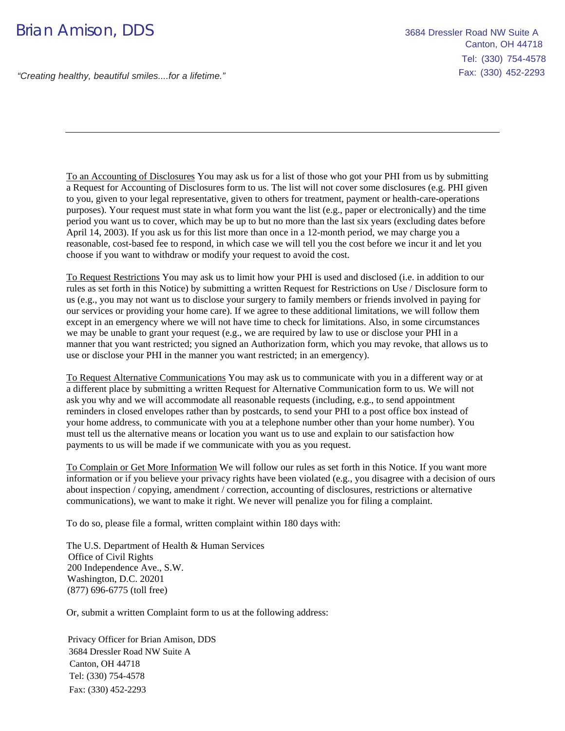To an Accounting of Disclosures You may ask us for a list of those who got your PHI from us by submitting a Request for Accounting of Disclosures form to us. The list will not cover some disclosures (e.g. PHI given to you, given to your legal representative, given to others for treatment, payment or health-care-operations purposes). Your request must state in what form you want the list (e.g., paper or electronically) and the time period you want us to cover, which may be up to but no more than the last six years (excluding dates before April 14, 2003). If you ask us for this list more than once in a 12-month period, we may charge you a reasonable, cost-based fee to respond, in which case we will tell you the cost before we incur it and let you choose if you want to withdraw or modify your request to avoid the cost.

To Request Restrictions You may ask us to limit how your PHI is used and disclosed (i.e. in addition to our rules as set forth in this Notice) by submitting a written Request for Restrictions on Use / Disclosure form to us (e.g., you may not want us to disclose your surgery to family members or friends involved in paying for our services or providing your home care). If we agree to these additional limitations, we will follow them except in an emergency where we will not have time to check for limitations. Also, in some circumstances we may be unable to grant your request (e.g., we are required by law to use or disclose your PHI in a manner that you want restricted; you signed an Authorization form, which you may revoke, that allows us to use or disclose your PHI in the manner you want restricted; in an emergency).

To Request Alternative Communications You may ask us to communicate with you in a different way or at a different place by submitting a written Request for Alternative Communication form to us. We will not ask you why and we will accommodate all reasonable requests (including, e.g., to send appointment reminders in closed envelopes rather than by postcards, to send your PHI to a post office box instead of your home address, to communicate with you at a telephone number other than your home number). You must tell us the alternative means or location you want us to use and explain to our satisfaction how payments to us will be made if we communicate with you as you request.

To Complain or Get More Information We will follow our rules as set forth in this Notice. If you want more information or if you believe your privacy rights have been violated (e.g., you disagree with a decision of ours about inspection / copying, amendment / correction, accounting of disclosures, restrictions or alternative communications), we want to make it right. We never will penalize you for filing a complaint.

To do so, please file a formal, written complaint within 180 days with:

The U.S. Department of Health & Human Services
Office of Civil Rights
200 Independence Ave., S.W.
Washington, D.C. 20201
(877) 696-6775 (toll free)

Or, submit a written Complaint form to us at the following address:

Privacy Officer for Brian Amison, DDS
3684 Dressler Road NW Suite A
Canton, OH 44718
Tel: (330) 754-4578
Fax: (330) 452-2293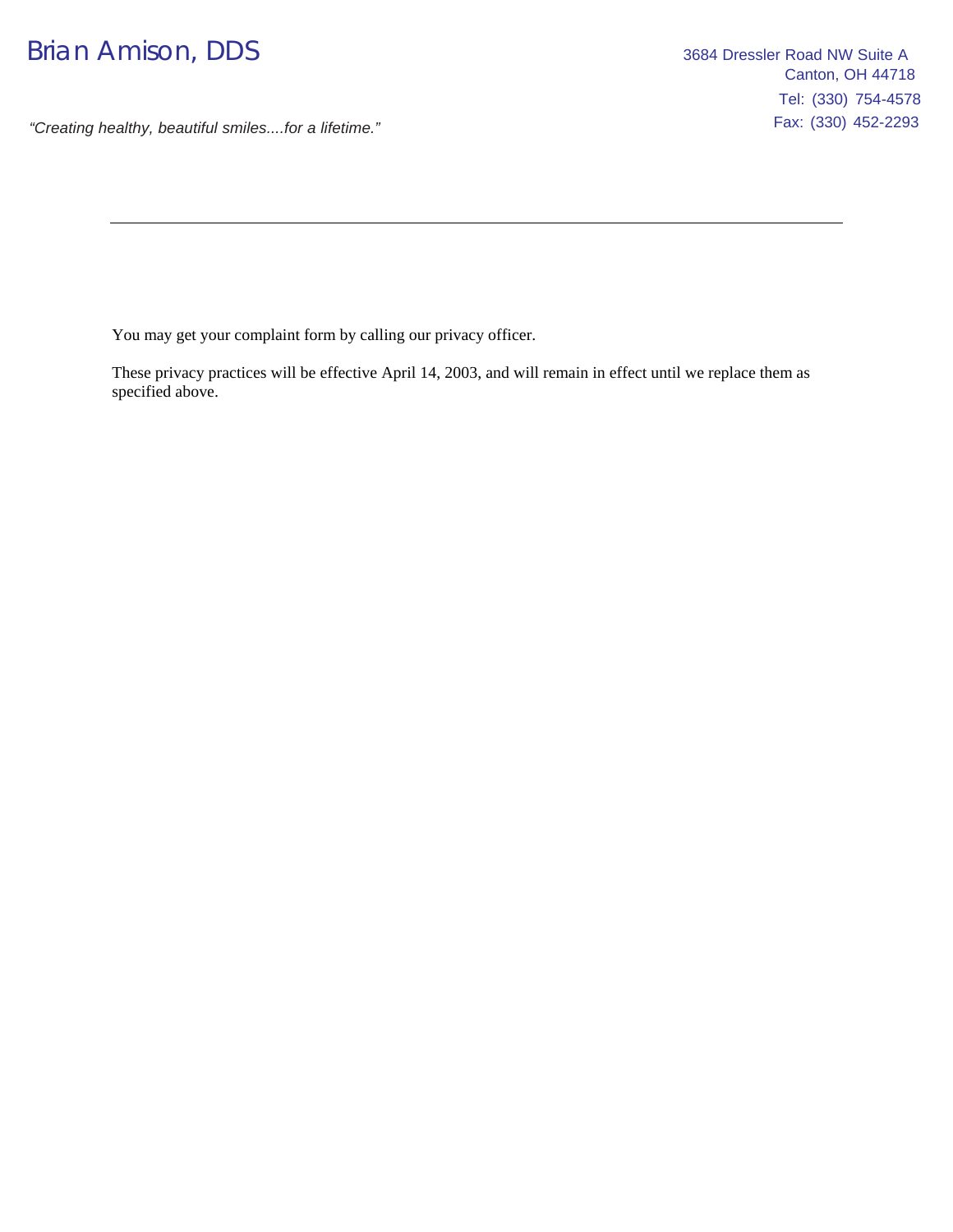You may get your complaint form by calling our privacy officer.

These privacy practices will be effective April 14, 2003, and will remain in effect until we replace them as specified above.